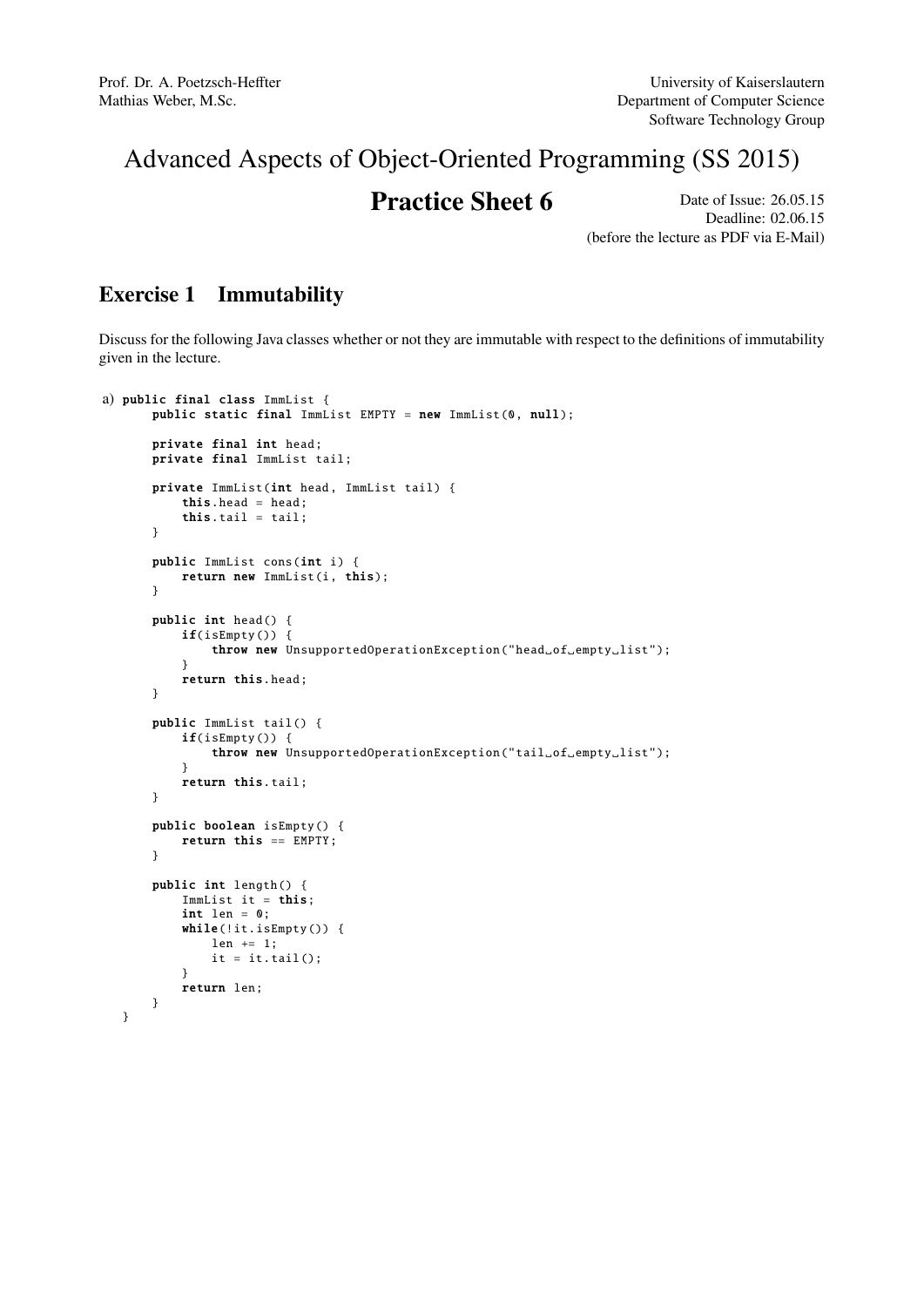Prof. Dr. A. Poetzsch-Heffter
Mathias Weber, M.Sc.

University of Kaiserslautern
Department of Computer Science
Software Technology Group

# Advanced Aspects of Object-Oriented Programming (SS 2015)

## Practice Sheet 6

Date of Issue: 26.05.15
Deadline: 02.06.15
(before the lecture as PDF via E-Mail)

## Exercise 1 Immutability

Discuss for the following Java classes whether or not they are immutable with respect to the definitions of immutability given in the lecture.

a)
```
public final class ImmList {
    public static final ImmList EMPTY = new ImmList(0, null);

    private final int head;
    private final ImmList tail;

    private ImmList(int head, ImmList tail) {
        this.head = head;
        this.tail = tail;
    }

    public ImmList cons(int i) {
        return new ImmList(i, this);
    }

    public int head() {
        if(isEmpty()) {
            throw new UnsupportedOperationException("head of empty list");
        }
        return this.head;
    }

    public ImmList tail() {
        if(isEmpty()) {
            throw new UnsupportedOperationException("tail of empty list");
        }
        return this.tail;
    }

    public boolean isEmpty() {
        return this == EMPTY;
    }

    public int length() {
        ImmList it = this;
        int len = 0;
        while(!it.isEmpty()) {
            len += 1;
            it = it.tail();
        }
        return len;
    }
}
```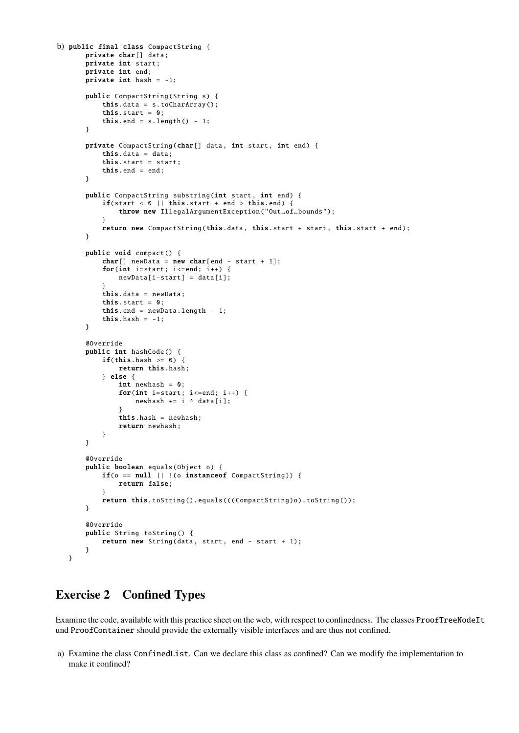b)

```java
public final class CompactString {
    private char[] data;
    private int start;
    private int end;
    private int hash = -1;

    public CompactString(String s) {
        this.data = s.toCharArray();
        this.start = 0;
        this.end = s.length() - 1;
    }

    private CompactString(char[] data, int start, int end) {
        this.data = data;
        this.start = start;
        this.end = end;
    }

    public CompactString substring(int start, int end) {
        if(start < 0 || this.start + end > this.end) {
            throw new IllegalArgumentException("Out of bounds");
        }
        return new CompactString(this.data, this.start + start, this.start + end);
    }

    public void compact() {
        char[] newData = new char[end - start + 1];
        for(int i=start; i<=end; i++) {
            newData[i-start] = data[i];
        }
        this.data = newData;
        this.start = 0;
        this.end = newData.length - 1;
        this.hash = -1;
    }

    @Override
    public int hashCode() {
        if(this.hash >= 0) {
            return this.hash;
        } else {
            int newhash = 0;
            for(int i=start; i<=end; i++) {
                newhash += i ^ data[i];
            }
            this.hash = newhash;
            return newhash;
        }
    }

    @Override
    public boolean equals(Object o) {
        if(o == null || !(o instanceof CompactString)) {
            return false;
        }
        return this.toString().equals(((CompactString)o).toString());
    }

    @Override
    public String toString() {
        return new String(data, start, end - start + 1);
    }
}
```

## Exercise 2 Confined Types

Examine the code, available with this practice sheet on the web, with respect to confinedness. The classes `ProofTreeNodeIt` und `ProofContainer` should provide the externally visible interfaces and are thus not confined.

a) Examine the class `ConfinedList`. Can we declare this class as confined? Can we modify the implementation to make it confined?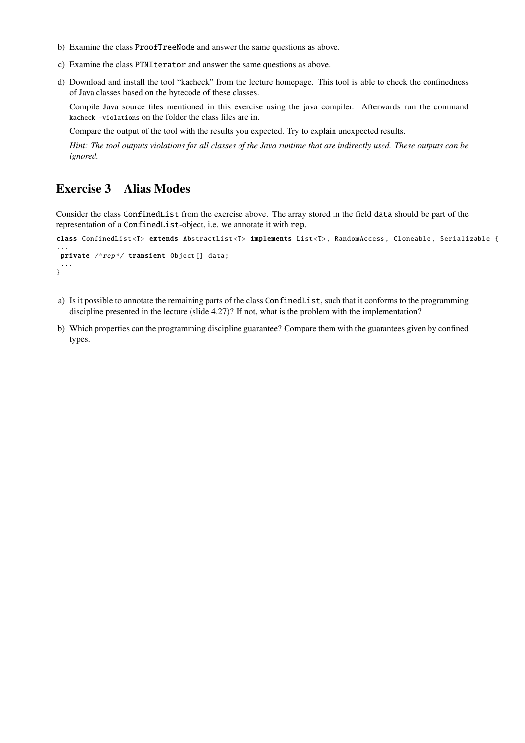b) Examine the class ProofTreeNode and answer the same questions as above.

c) Examine the class PTNIterator and answer the same questions as above.

d) Download and install the tool "kacheck" from the lecture homepage. This tool is able to check the confinedness of Java classes based on the bytecode of these classes.

   Compile Java source files mentioned in this exercise using the java compiler. Afterwards run the command `kacheck -violations` on the folder the class files are in.

   Compare the output of the tool with the results you expected. Try to explain unexpected results.

   *Hint: The tool outputs violations for all classes of the Java runtime that are indirectly used. These outputs can be ignored.*

## Exercise 3 Alias Modes

Consider the class ConfinedList from the exercise above. The array stored in the field data should be part of the representation of a ConfinedList-object, i.e. we annotate it with rep.

```
class ConfinedList<T> extends AbstractList<T> implements List<T>, RandomAccess, Cloneable, Serializable {
...
 private /*rep*/ transient Object[] data;
 ...
}
```

a) Is it possible to annotate the remaining parts of the class ConfinedList, such that it conforms to the programming discipline presented in the lecture (slide 4.27)? If not, what is the problem with the implementation?

b) Which properties can the programming discipline guarantee? Compare them with the guarantees given by confined types.